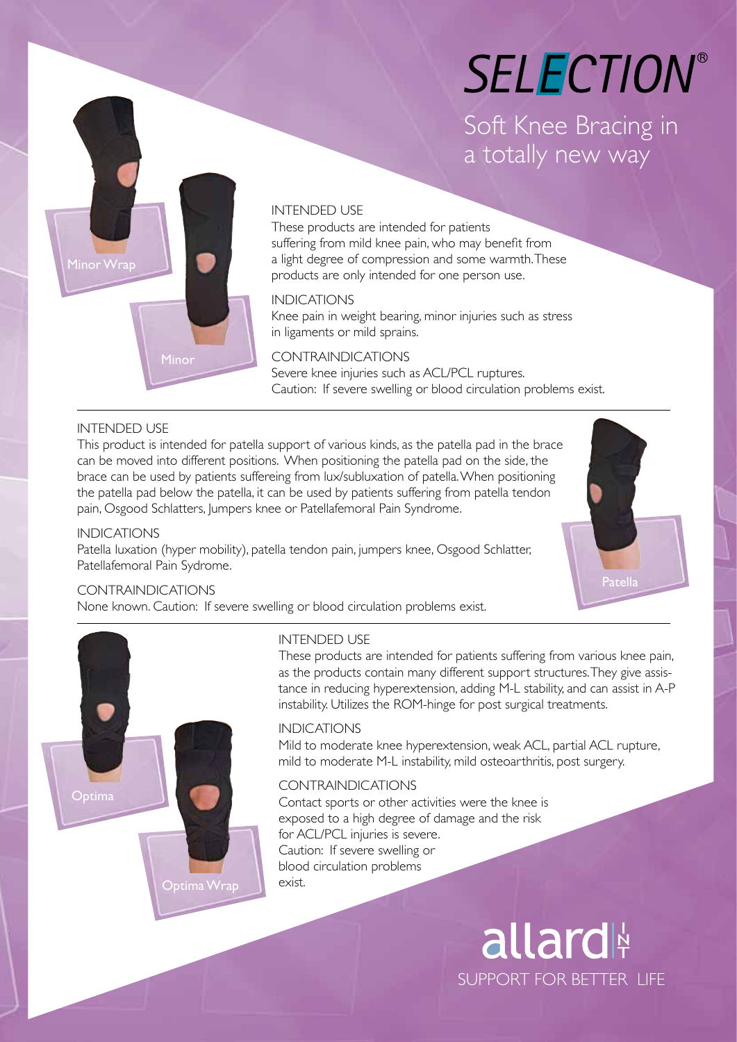# SELECTION®

Soft Knee Bracing in a totally new way

Minor Wrap

Minor

INTENDED USE

These products are intended for patients suffering from mild knee pain, who may benefit from a light degree of compression and some warmth. These products are only intended for one person use.

INDICATIONS

Knee pain in weight bearing, minor injuries such as stress in ligaments or mild sprains.

CONTRAINDICATIONS

Severe knee injuries such as ACL/PCL ruptures.
Caution: If severe swelling or blood circulation problems exist.

---

Patella

INTENDED USE

This product is intended for patella support of various kinds, as the patella pad in the brace can be moved into different positions. When positioning the patella pad on the side, the brace can be used by patients suffereing from lux/subluxation of patella. When positioning the patella pad below the patella, it can be used by patients suffering from patella tendon pain, Osgood Schlatters, Jumpers knee or Patellafemoral Pain Syndrome.

INDICATIONS

Patella luxation (hyper mobility), patella tendon pain, jumpers knee, Osgood Schlatter, Patellafemoral Pain Sydrome.

CONTRAINDICATIONS

None known. Caution: If severe swelling or blood circulation problems exist.

---

Optima

Optima Wrap

INTENDED USE

These products are intended for patients suffering from various knee pain, as the products contain many different support structures. They give assistance in reducing hyperextension, adding M-L stability, and can assist in A-P instability. Utilizes the ROM-hinge for post surgical treatments.

INDICATIONS

Mild to moderate knee hyperextension, weak ACL, partial ACL rupture, mild to moderate M-L instability, mild osteoarthritis, post surgery.

CONTRAINDICATIONS

Contact sports or other activities were the knee is exposed to a high degree of damage and the risk for ACL/PCL injuries is severe.
Caution: If severe swelling or blood circulation problems exist.

allard INT

SUPPORT FOR BETTER LIFE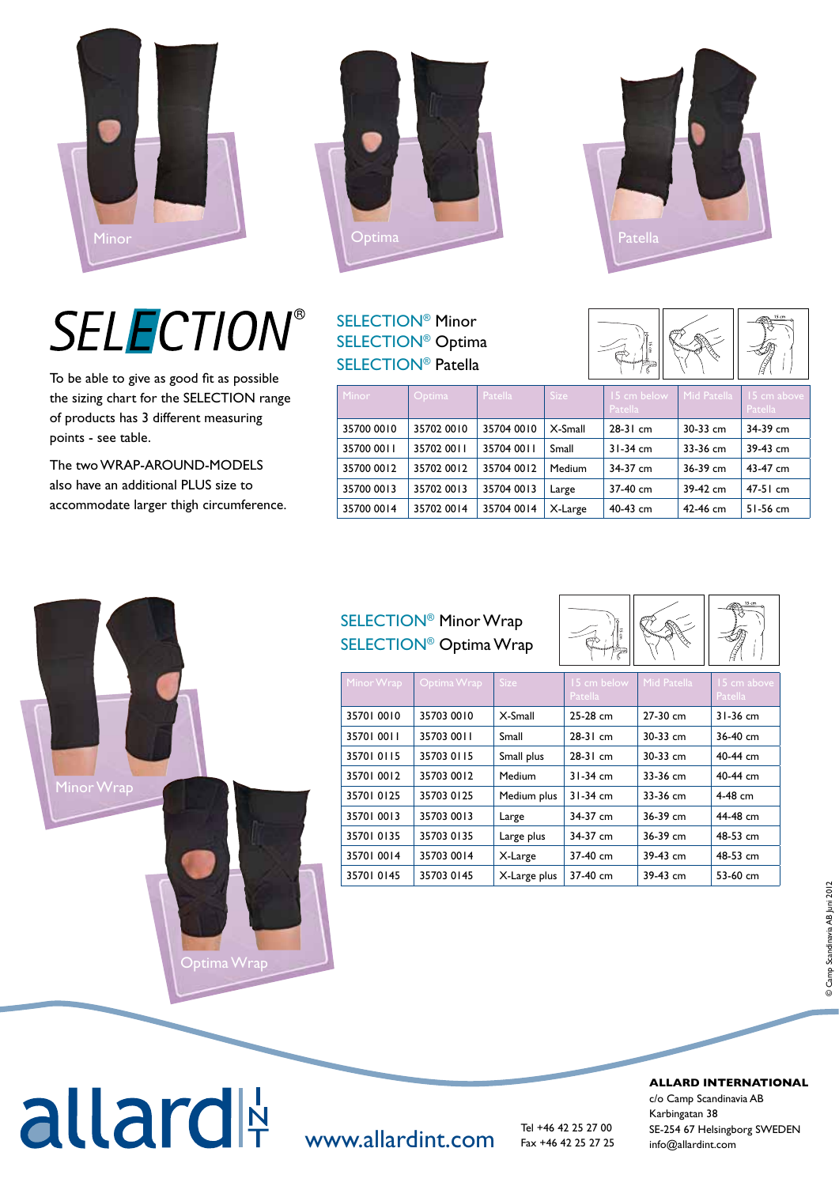Minor

Optima

Patella

# SELECTION®

To be able to give as good fit as possible the sizing chart for the SELECTION range of products has 3 different measuring points - see table.

The two WRAP-AROUND-MODELS also have an additional PLUS size to accommodate larger thigh circumference.

## SELECTION® Minor
## SELECTION® Optima
## SELECTION® Patella

| Minor | Optima | Patella | Size | 15 cm below Patella | Mid Patella | 15 cm above Patella |
|---|---|---|---|---|---|---|
| 35700 0010 | 35702 0010 | 35704 0010 | X-Small | 28-31 cm | 30-33 cm | 34-39 cm |
| 35700 0011 | 35702 0011 | 35704 0011 | Small | 31-34 cm | 33-36 cm | 39-43 cm |
| 35700 0012 | 35702 0012 | 35704 0012 | Medium | 34-37 cm | 36-39 cm | 43-47 cm |
| 35700 0013 | 35702 0013 | 35704 0013 | Large | 37-40 cm | 39-42 cm | 47-51 cm |
| 35700 0014 | 35702 0014 | 35704 0014 | X-Large | 40-43 cm | 42-46 cm | 51-56 cm |

Minor Wrap

Optima Wrap

## SELECTION® Minor Wrap
## SELECTION® Optima Wrap

| Minor Wrap | Optima Wrap | Size | 15 cm below Patella | Mid Patella | 15 cm above Patella |
|---|---|---|---|---|---|
| 35701 0010 | 35703 0010 | X-Small | 25-28 cm | 27-30 cm | 31-36 cm |
| 35701 0011 | 35703 0011 | Small | 28-31 cm | 30-33 cm | 36-40 cm |
| 35701 0115 | 35703 0115 | Small plus | 28-31 cm | 30-33 cm | 40-44 cm |
| 35701 0012 | 35703 0012 | Medium | 31-34 cm | 33-36 cm | 40-44 cm |
| 35701 0125 | 35703 0125 | Medium plus | 31-34 cm | 33-36 cm | 4-48 cm |
| 35701 0013 | 35703 0013 | Large | 34-37 cm | 36-39 cm | 44-48 cm |
| 35701 0135 | 35703 0135 | Large plus | 34-37 cm | 36-39 cm | 48-53 cm |
| 35701 0014 | 35703 0014 | X-Large | 37-40 cm | 39-43 cm | 48-53 cm |
| 35701 0145 | 35703 0145 | X-Large plus | 37-40 cm | 39-43 cm | 53-60 cm |

© Camp Scandinavia AB Juni 2012

allard INT

www.allardint.com

Tel +46 42 25 27 00
Fax +46 42 25 27 25

**ALLARD INTERNATIONAL**
c/o Camp Scandinavia AB
Karbingatan 38
SE-254 67 Helsingborg SWEDEN
info@allardint.com